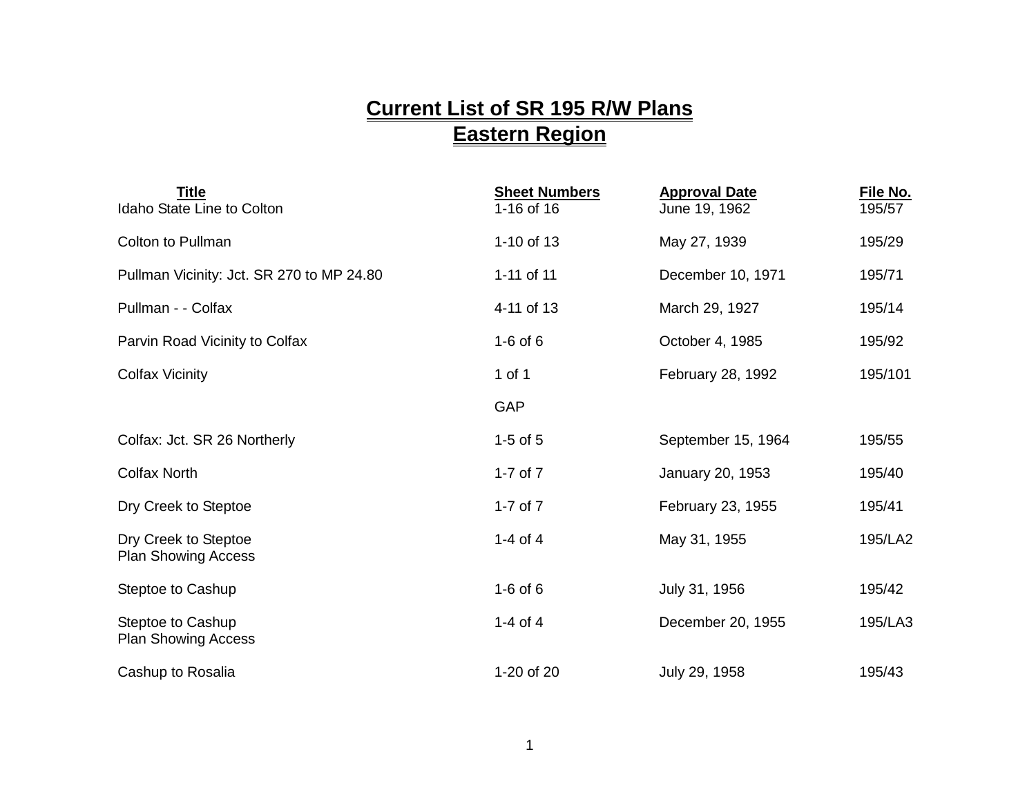# Current List of SR 195 R/W Plans

## Eastern Region

| Title | Sheet Numbers | Approval Date | File No. |
|---|---|---|---|
| Idaho State Line to Colton | 1-16 of 16 | June 19, 1962 | 195/57 |
| Colton to Pullman | 1-10 of 13 | May 27, 1939 | 195/29 |
| Pullman Vicinity: Jct. SR 270 to MP 24.80 | 1-11 of 11 | December 10, 1971 | 195/71 |
| Pullman - - Colfax | 4-11 of 13 | March 29, 1927 | 195/14 |
| Parvin Road Vicinity to Colfax | 1-6 of 6 | October 4, 1985 | 195/92 |
| Colfax Vicinity | 1 of 1 | February 28, 1992 | 195/101 |
| | GAP | | |
| Colfax: Jct. SR 26 Northerly | 1-5 of 5 | September 15, 1964 | 195/55 |
| Colfax North | 1-7 of 7 | January 20, 1953 | 195/40 |
| Dry Creek to Steptoe | 1-7 of 7 | February 23, 1955 | 195/41 |
| Dry Creek to Steptoe Plan Showing Access | 1-4 of 4 | May 31, 1955 | 195/LA2 |
| Steptoe to Cashup | 1-6 of 6 | July 31, 1956 | 195/42 |
| Steptoe to Cashup Plan Showing Access | 1-4 of 4 | December 20, 1955 | 195/LA3 |
| Cashup to Rosalia | 1-20 of 20 | July 29, 1958 | 195/43 |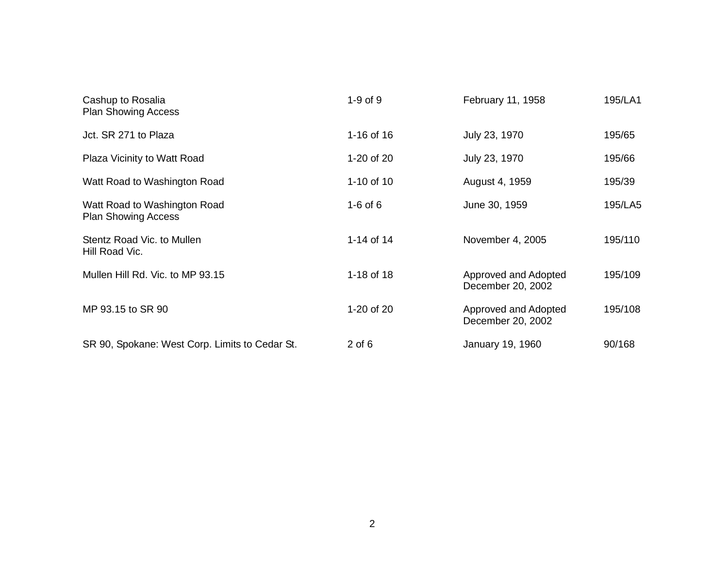| | | | |
|---|---|---|---|
| Cashup to Rosalia<br>Plan Showing Access | 1-9 of 9 | February 11, 1958 | 195/LA1 |
| Jct. SR 271 to Plaza | 1-16 of 16 | July 23, 1970 | 195/65 |
| Plaza Vicinity to Watt Road | 1-20 of 20 | July 23, 1970 | 195/66 |
| Watt Road to Washington Road | 1-10 of 10 | August 4, 1959 | 195/39 |
| Watt Road to Washington Road<br>Plan Showing Access | 1-6 of 6 | June 30, 1959 | 195/LA5 |
| Stentz Road Vic. to Mullen<br>Hill Road Vic. | 1-14 of 14 | November 4, 2005 | 195/110 |
| Mullen Hill Rd. Vic. to MP 93.15 | 1-18 of 18 | Approved and Adopted<br>December 20, 2002 | 195/109 |
| MP 93.15 to SR 90 | 1-20 of 20 | Approved and Adopted<br>December 20, 2002 | 195/108 |
| SR 90, Spokane: West Corp. Limits to Cedar St. | 2 of 6 | January 19, 1960 | 90/168 |